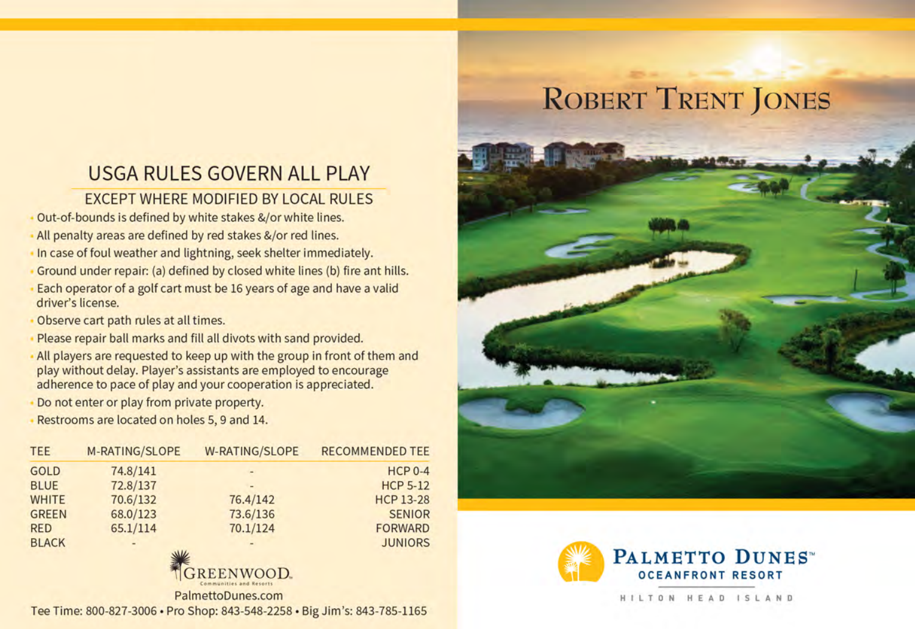# ROBERT TRENT JONES

## USGA RULES GOVERN ALL PLAY

### EXCEPT WHERE MODIFIED BY LOCAL RULES

- Out-of-bounds is defined by white stakes &/or white lines.
- All penalty areas are defined by red stakes &/or red lines.
- In case of foul weather and lightning, seek shelter immediately.
- Ground under repair: (a) defined by closed white lines (b) fire ant hills.
- Each operator of a golf cart must be 16 years of age and have a valid driver's license.
- Observe cart path rules at all times.
- Please repair ball marks and fill all divots with sand provided.
- All players are requested to keep up with the group in front of them and play without delay. Player's assistants are employed to encourage adherence to pace of play and your cooperation is appreciated.
- Do not enter or play from private property.
- Restrooms are located on holes 5, 9 and 14.

| TEE | M-RATING/SLOPE | W-RATING/SLOPE | RECOMMENDED TEE |
|---|---|---|---|
| GOLD | 74.8/141 | - | HCP 0-4 |
| BLUE | 72.8/137 | - | HCP 5-12 |
| WHITE | 70.6/132 | 76.4/142 | HCP 13-28 |
| GREEN | 68.0/123 | 73.6/136 | SENIOR |
| RED | 65.1/114 | 70.1/124 | FORWARD |
| BLACK | - | - | JUNIORS |

GREENWOOD. Communities and Resorts

PalmettoDunes.com

Tee Time: 800-827-3006 • Pro Shop: 843-548-2258 • Big Jim's: 843-785-1165

PALMETTO DUNES™ OCEANFRONT RESORT

HILTON HEAD ISLAND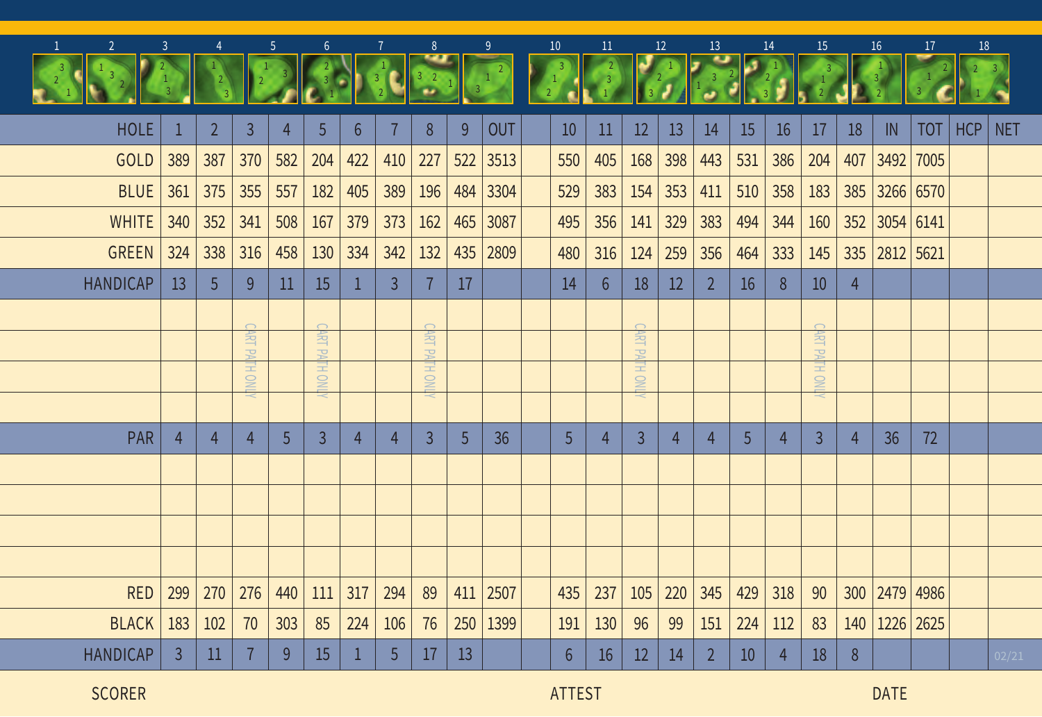| HOLE | 1 | 2 | 3 | 4 | 5 | 6 | 7 | 8 | 9 | OUT | | 10 | 11 | 12 | 13 | 14 | 15 | 16 | 17 | 18 | IN | TOT | HCP | NET |
|---|---|---|---|---|---|---|---|---|---|---|---|---|---|---|---|---|---|---|---|---|---|---|---|---|
| GOLD | 389 | 387 | 370 | 582 | 204 | 422 | 410 | 227 | 522 | 3513 | | 550 | 405 | 168 | 398 | 443 | 531 | 386 | 204 | 407 | 3492 | 7005 | | |
| BLUE | 361 | 375 | 355 | 557 | 182 | 405 | 389 | 196 | 484 | 3304 | | 529 | 383 | 154 | 353 | 411 | 510 | 358 | 183 | 385 | 3266 | 6570 | | |
| WHITE | 340 | 352 | 341 | 508 | 167 | 379 | 373 | 162 | 465 | 3087 | | 495 | 356 | 141 | 329 | 383 | 494 | 344 | 160 | 352 | 3054 | 6141 | | |
| GREEN | 324 | 338 | 316 | 458 | 130 | 334 | 342 | 132 | 435 | 2809 | | 480 | 316 | 124 | 259 | 356 | 464 | 333 | 145 | 335 | 2812 | 5621 | | |
| HANDICAP | 13 | 5 | 9 | 11 | 15 | 1 | 3 | 7 | 17 | | | 14 | 6 | 18 | 12 | 2 | 16 | 8 | 10 | 4 | | | | |
| | | | CART PATH ONLY | | CART PATH ONLY | | | CART PATH ONLY | | | | | | CART PATH ONLY | | | | | CART PATH ONLY | | | | | |
| | | | | | | | | | | | | | | | | | | | | | | | | |
| | | | | | | | | | | | | | | | | | | | | | | | | |
| | | | | | | | | | | | | | | | | | | | | | | | | |
| PAR | 4 | 4 | 4 | 5 | 3 | 4 | 4 | 3 | 5 | 36 | | 5 | 4 | 3 | 4 | 4 | 5 | 4 | 3 | 4 | 36 | 72 | | |
| | | | | | | | | | | | | | | | | | | | | | | | | |
| | | | | | | | | | | | | | | | | | | | | | | | | |
| | | | | | | | | | | | | | | | | | | | | | | | | |
| | | | | | | | | | | | | | | | | | | | | | | | | |
| RED | 299 | 270 | 276 | 440 | 111 | 317 | 294 | 89 | 411 | 2507 | | 435 | 237 | 105 | 220 | 345 | 429 | 318 | 90 | 300 | 2479 | 4986 | | |
| BLACK | 183 | 102 | 70 | 303 | 85 | 224 | 106 | 76 | 250 | 1399 | | 191 | 130 | 96 | 99 | 151 | 224 | 112 | 83 | 140 | 1226 | 2625 | | |
| HANDICAP | 3 | 11 | 7 | 9 | 15 | 1 | 5 | 17 | 13 | | | 6 | 16 | 12 | 14 | 2 | 10 | 4 | 18 | 8 | | | | 02/21 |

SCORER　　　　ATTEST　　　　DATE